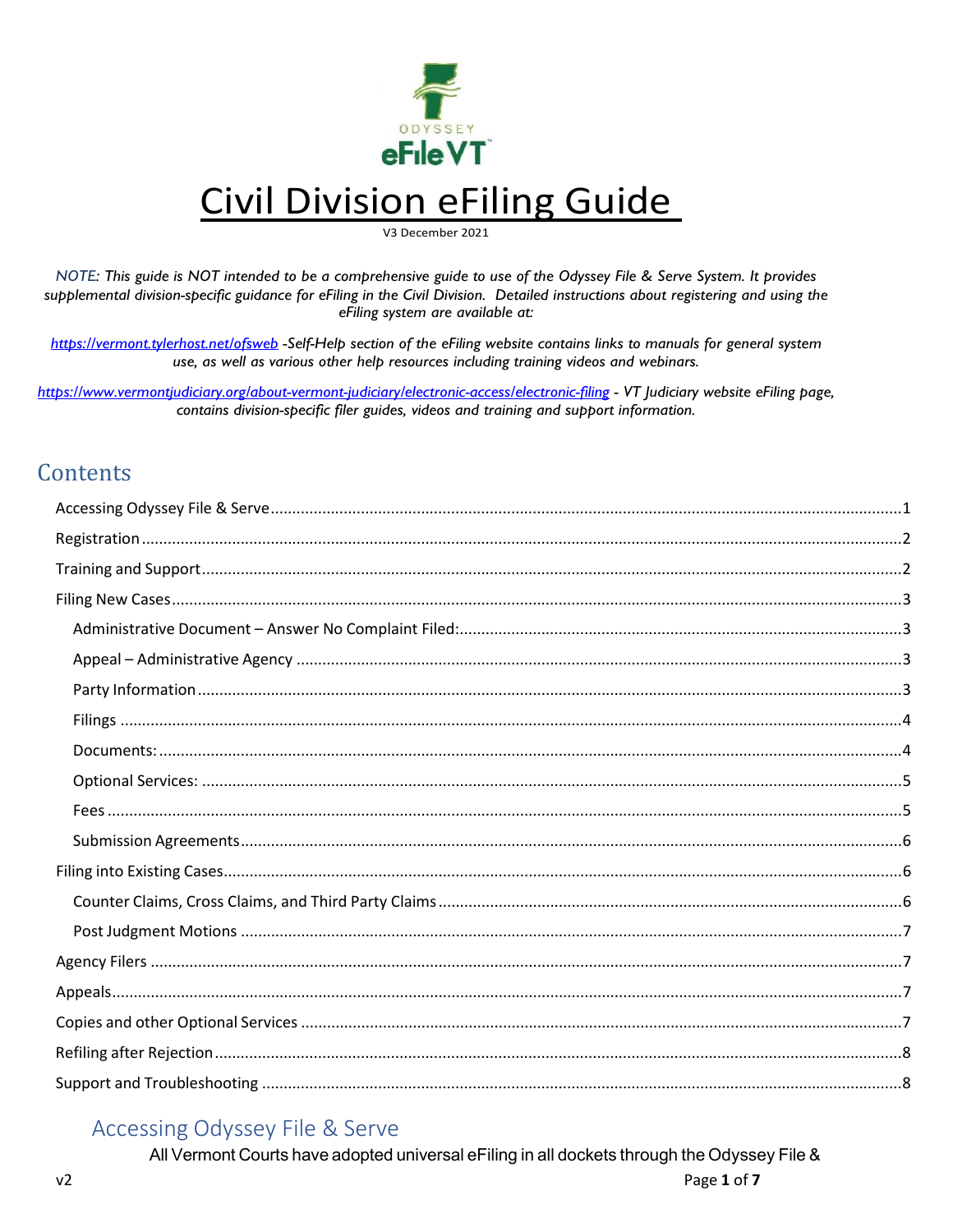# Civil Division eFiling Guide

V3 December 2021

*NOTE: This guide is NOT intended to be a comprehensive guide to use of the Odyssey File & Serve System. It provides supplemental division-specific guidance for eFiling in the Civil Division. Detailed instructions about registering and using the eFiling system are available at:*

*https://vermont.tylerhost.net/ofsweb -Self-Help section of the eFiling website contains links to manuals for general system use, as well as various other help resources including training videos and webinars.*

*https://www.vermontjudiciary.org/about-vermont-judiciary/electronic-access/electronic-filing - VT Judiciary website eFiling page, contains division-specific filer guides, videos and training and support information.*

## Contents

- Accessing Odyssey File & Serve ....1
- Registration ....2
- Training and Support ....2
- Filing New Cases ....3
  - Administrative Document – Answer No Complaint Filed: ....3
  - Appeal – Administrative Agency ....3
  - Party Information ....3
  - Filings ....4
  - Documents: ....4
  - Optional Services: ....5
  - Fees ....5
  - Submission Agreements ....6
- Filing into Existing Cases ....6
  - Counter Claims, Cross Claims, and Third Party Claims ....6
  - Post Judgment Motions ....7
- Agency Filers ....7
- Appeals ....7
- Copies and other Optional Services ....7
- Refiling after Rejection ....8
- Support and Troubleshooting ....8

## Accessing Odyssey File & Serve

All Vermont Courts have adopted universal eFiling in all dockets through the Odyssey File &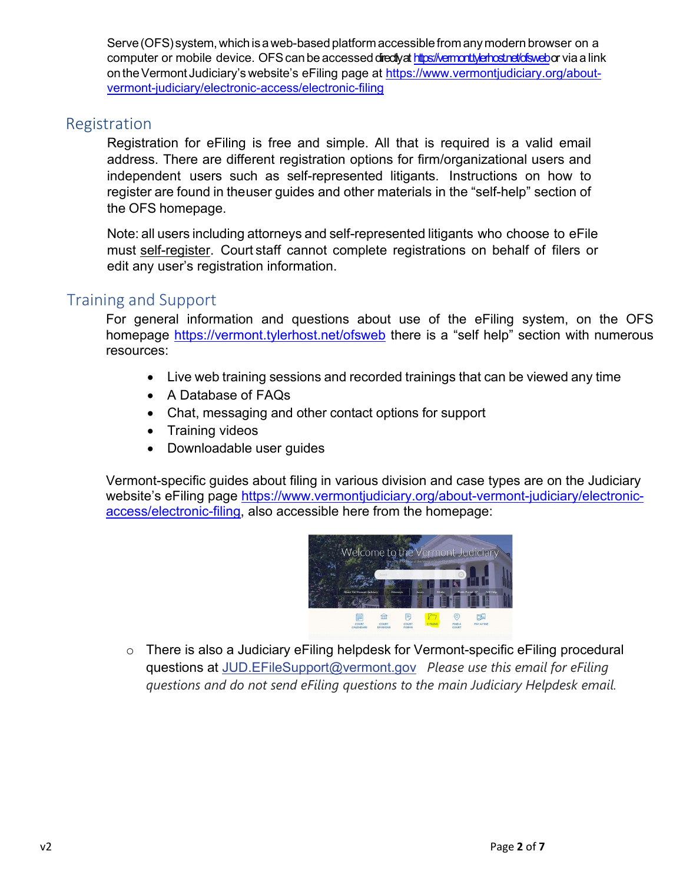Serve (OFS) system, which is a web-based platform accessible from any modern browser on a computer or mobile device. OFS can be accessed directly at https://vermont.tylerhost.net/ofsweb or via a link on the Vermont Judiciary's website's eFiling page at https://www.vermontjudiciary.org/about-vermont-judiciary/electronic-access/electronic-filing

## Registration

Registration for eFiling is free and simple. All that is required is a valid email address. There are different registration options for firm/organizational users and independent users such as self-represented litigants. Instructions on how to register are found in the user guides and other materials in the "self-help" section of the OFS homepage.

Note: all users including attorneys and self-represented litigants who choose to eFile must self-register. Court staff cannot complete registrations on behalf of filers or edit any user's registration information.

## Training and Support

For general information and questions about use of the eFiling system, on the OFS homepage https://vermont.tylerhost.net/ofsweb there is a "self help" section with numerous resources:

- Live web training sessions and recorded trainings that can be viewed any time
- A Database of FAQs
- Chat, messaging and other contact options for support
- Training videos
- Downloadable user guides

Vermont-specific guides about filing in various division and case types are on the Judiciary website's eFiling page https://www.vermontjudiciary.org/about-vermont-judiciary/electronic-access/electronic-filing, also accessible here from the homepage:

- There is also a Judiciary eFiling helpdesk for Vermont-specific eFiling procedural questions at JUD.EFileSupport@vermont.gov *Please use this email for eFiling questions and do not send eFiling questions to the main Judiciary Helpdesk email.*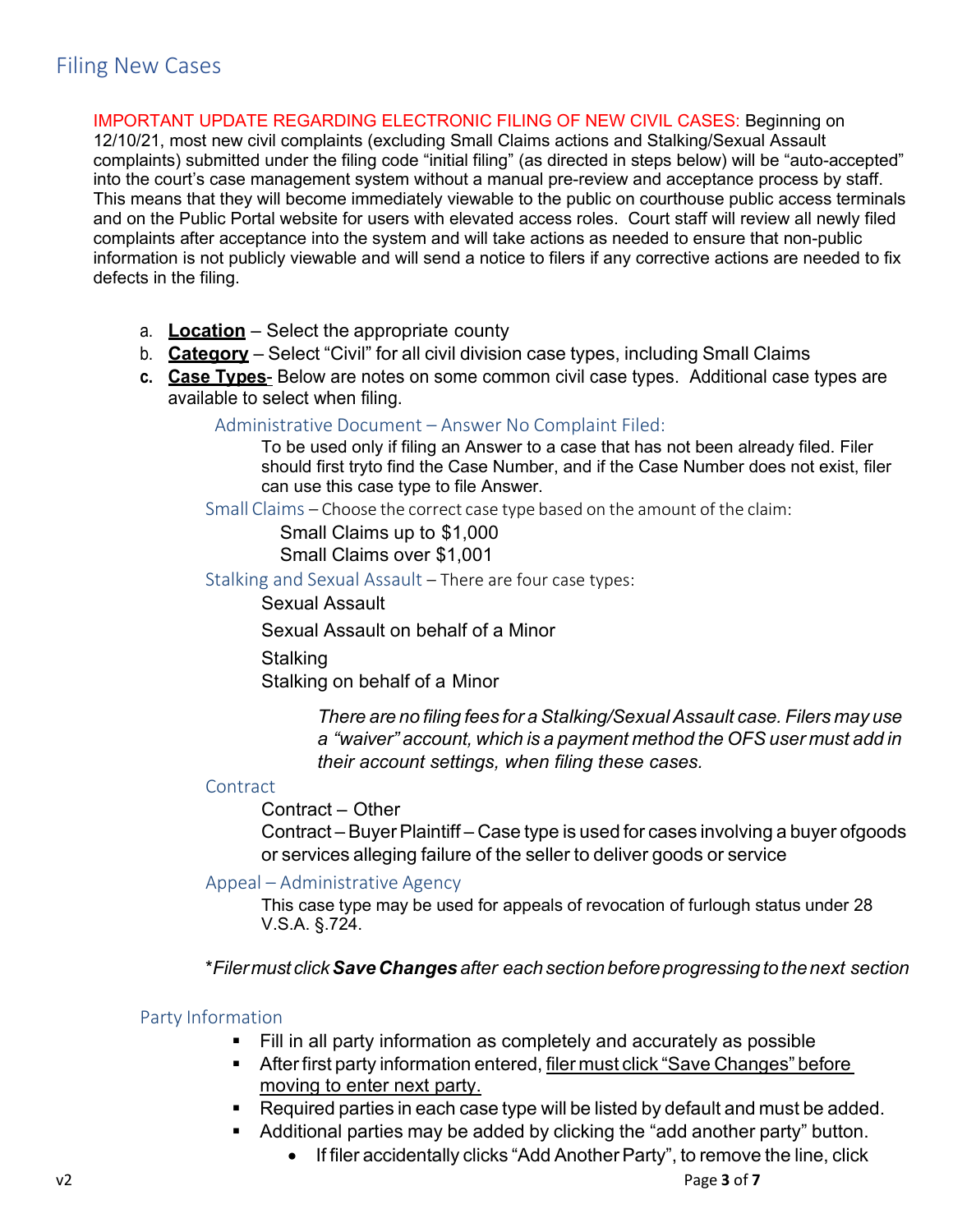## Filing New Cases

IMPORTANT UPDATE REGARDING ELECTRONIC FILING OF NEW CIVIL CASES: Beginning on 12/10/21, most new civil complaints (excluding Small Claims actions and Stalking/Sexual Assault complaints) submitted under the filing code "initial filing" (as directed in steps below) will be "auto-accepted" into the court's case management system without a manual pre-review and acceptance process by staff. This means that they will become immediately viewable to the public on courthouse public access terminals and on the Public Portal website for users with elevated access roles. Court staff will review all newly filed complaints after acceptance into the system and will take actions as needed to ensure that non-public information is not publicly viewable and will send a notice to filers if any corrective actions are needed to fix defects in the filing.

a. **Location** – Select the appropriate county
b. **Category** – Select "Civil" for all civil division case types, including Small Claims
c. **Case Types**- Below are notes on some common civil case types. Additional case types are available to select when filing.

### Administrative Document – Answer No Complaint Filed:

To be used only if filing an Answer to a case that has not been already filed. Filer should first tryto find the Case Number, and if the Case Number does not exist, filer can use this case type to file Answer.

### Small Claims – Choose the correct case type based on the amount of the claim:

Small Claims up to $1,000
Small Claims over $1,001

### Stalking and Sexual Assault – There are four case types:

Sexual Assault

Sexual Assault on behalf of a Minor

Stalking
Stalking on behalf of a Minor

*There are no filing fees for a Stalking/Sexual Assault case. Filers may use a "waiver" account, which is a payment method the OFS user must add in their account settings, when filing these cases.*

### Contract

Contract – Other
Contract – Buyer Plaintiff – Case type is used for cases involving a buyer ofgoods or services alleging failure of the seller to deliver goods or service

### Appeal – Administrative Agency

This case type may be used for appeals of revocation of furlough status under 28 V.S.A. §.724.

**Filer must click **Save Changes** after each section before progressing to the next section*

## Party Information

- Fill in all party information as completely and accurately as possible
- After first party information entered, filer must click "Save Changes" before moving to enter next party.
- Required parties in each case type will be listed by default and must be added.
- Additional parties may be added by clicking the "add another party" button.
  - If filer accidentally clicks "Add Another Party", to remove the line, click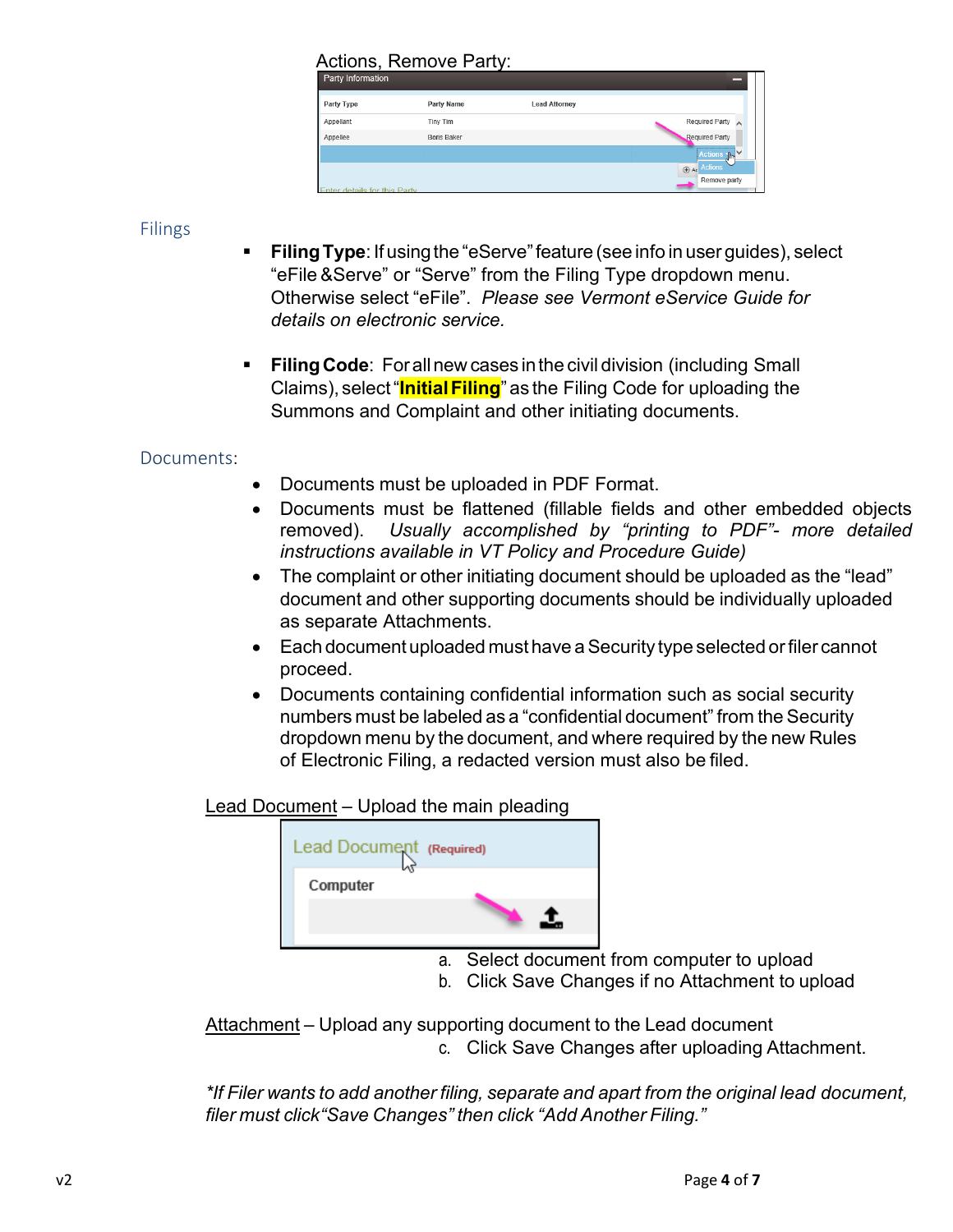Actions, Remove Party:

## Filings

- **Filing Type**: If using the "eServe" feature (see info in user guides), select "eFile &Serve" or "Serve" from the Filing Type dropdown menu. Otherwise select "eFile". *Please see Vermont eService Guide for details on electronic service.*

- **Filing Code**: For all new cases in the civil division (including Small Claims), select "**Initial Filing**" as the Filing Code for uploading the Summons and Complaint and other initiating documents.

## Documents:

- Documents must be uploaded in PDF Format.
- Documents must be flattened (fillable fields and other embedded objects removed). *Usually accomplished by "printing to PDF"- more detailed instructions available in VT Policy and Procedure Guide)*
- The complaint or other initiating document should be uploaded as the "lead" document and other supporting documents should be individually uploaded as separate Attachments.
- Each document uploaded must have a Security type selected or filer cannot proceed.
- Documents containing confidential information such as social security numbers must be labeled as a "confidential document" from the Security dropdown menu by the document, and where required by the new Rules of Electronic Filing, a redacted version must also be filed.

<u>Lead Document</u> – Upload the main pleading

a. Select document from computer to upload
b. Click Save Changes if no Attachment to upload

<u>Attachment</u> – Upload any supporting document to the Lead document

c. Click Save Changes after uploading Attachment.

*\*If Filer wants to add another filing, separate and apart from the original lead document, filer must click "Save Changes" then click "Add Another Filing."*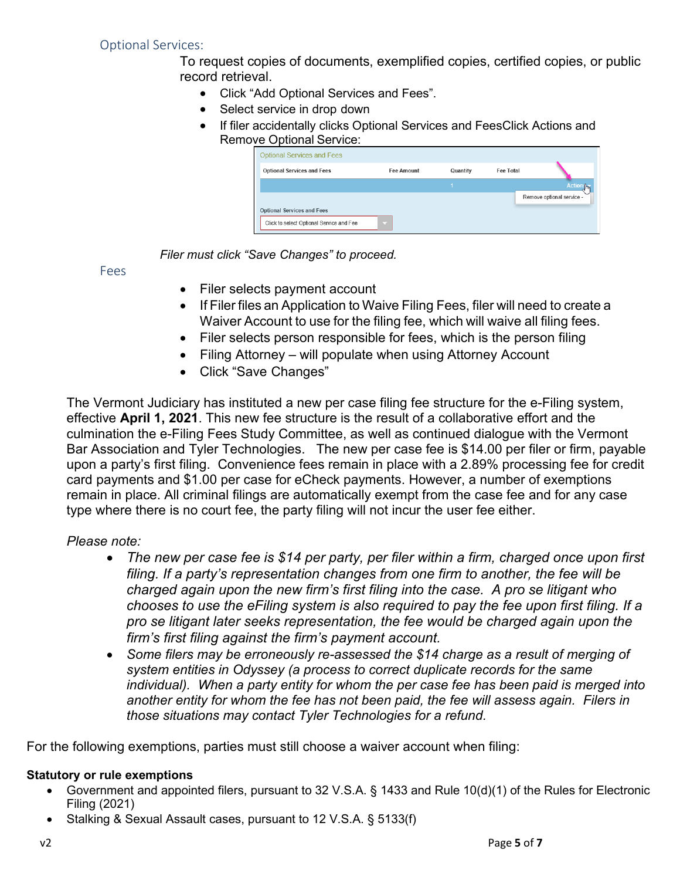## Optional Services:

To request copies of documents, exemplified copies, certified copies, or public record retrieval.

- Click “Add Optional Services and Fees”.
- Select service in drop down
- If filer accidentally clicks Optional Services and FeesClick Actions and Remove Optional Service:

*Filer must click “Save Changes” to proceed.*

## Fees

- Filer selects payment account
- If Filer files an Application to Waive Filing Fees, filer will need to create a Waiver Account to use for the filing fee, which will waive all filing fees.
- Filer selects person responsible for fees, which is the person filing
- Filing Attorney – will populate when using Attorney Account
- Click “Save Changes”

The Vermont Judiciary has instituted a new per case filing fee structure for the e-Filing system, effective **April 1, 2021**. This new fee structure is the result of a collaborative effort and the culmination the e-Filing Fees Study Committee, as well as continued dialogue with the Vermont Bar Association and Tyler Technologies. The new per case fee is $14.00 per filer or firm, payable upon a party’s first filing. Convenience fees remain in place with a 2.89% processing fee for credit card payments and $1.00 per case for eCheck payments. However, a number of exemptions remain in place. All criminal filings are automatically exempt from the case fee and for any case type where there is no court fee, the party filing will not incur the user fee either.

*Please note:*

- *The new per case fee is $14 per party, per filer within a firm, charged once upon first filing. If a party’s representation changes from one firm to another, the fee will be charged again upon the new firm’s first filing into the case. A pro se litigant who chooses to use the eFiling system is also required to pay the fee upon first filing. If a pro se litigant later seeks representation, the fee would be charged again upon the firm’s first filing against the firm’s payment account.*
- *Some filers may be erroneously re-assessed the $14 charge as a result of merging of system entities in Odyssey (a process to correct duplicate records for the same individual). When a party entity for whom the per case fee has been paid is merged into another entity for whom the fee has not been paid, the fee will assess again. Filers in those situations may contact Tyler Technologies for a refund.*

For the following exemptions, parties must still choose a waiver account when filing:

**Statutory or rule exemptions**

- Government and appointed filers, pursuant to 32 V.S.A. § 1433 and Rule 10(d)(1) of the Rules for Electronic Filing (2021)
- Stalking & Sexual Assault cases, pursuant to 12 V.S.A. § 5133(f)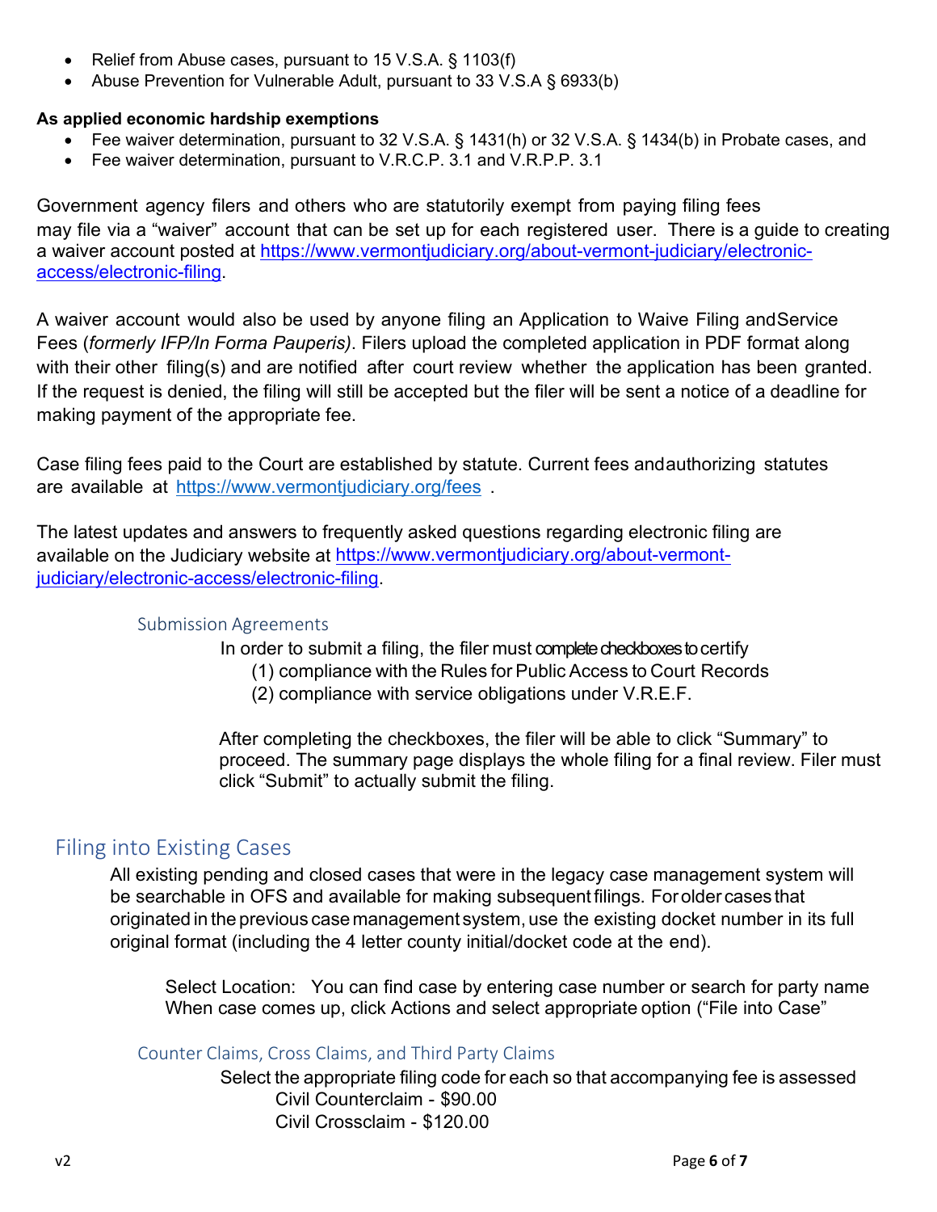- Relief from Abuse cases, pursuant to 15 V.S.A. § 1103(f)
- Abuse Prevention for Vulnerable Adult, pursuant to 33 V.S.A § 6933(b)

**As applied economic hardship exemptions**

- Fee waiver determination, pursuant to 32 V.S.A. § 1431(h) or 32 V.S.A. § 1434(b) in Probate cases, and
- Fee waiver determination, pursuant to V.R.C.P. 3.1 and V.R.P.P. 3.1

Government agency filers and others who are statutorily exempt from paying filing fees may file via a "waiver" account that can be set up for each registered user. There is a guide to creating a waiver account posted at [https://www.vermontjudiciary.org/about-vermont-judiciary/electronic-access/electronic-filing](https://www.vermontjudiciary.org/about-vermont-judiciary/electronic-access/electronic-filing).

A waiver account would also be used by anyone filing an Application to Waive Filing and Service Fees (*formerly IFP/In Forma Pauperis)*. Filers upload the completed application in PDF format along with their other filing(s) and are notified after court review whether the application has been granted. If the request is denied, the filing will still be accepted but the filer will be sent a notice of a deadline for making payment of the appropriate fee.

Case filing fees paid to the Court are established by statute. Current fees and authorizing statutes are available at [https://www.vermontjudiciary.org/fees](https://www.vermontjudiciary.org/fees) .

The latest updates and answers to frequently asked questions regarding electronic filing are available on the Judiciary website at [https://www.vermontjudiciary.org/about-vermont-judiciary/electronic-access/electronic-filing](https://www.vermontjudiciary.org/about-vermont-judiciary/electronic-access/electronic-filing).

### Submission Agreements

In order to submit a filing, the filer must complete checkboxes to certify

(1) compliance with the Rules for Public Access to Court Records

(2) compliance with service obligations under V.R.E.F.

After completing the checkboxes, the filer will be able to click "Summary" to proceed. The summary page displays the whole filing for a final review. Filer must click "Submit" to actually submit the filing.

## Filing into Existing Cases

All existing pending and closed cases that were in the legacy case management system will be searchable in OFS and available for making subsequent filings. For older cases that originated in the previous case management system, use the existing docket number in its full original format (including the 4 letter county initial/docket code at the end).

Select Location: You can find case by entering case number or search for party name When case comes up, click Actions and select appropriate option ("File into Case"

### Counter Claims, Cross Claims, and Third Party Claims

Select the appropriate filing code for each so that accompanying fee is assessed

Civil Counterclaim - $90.00

Civil Crossclaim - $120.00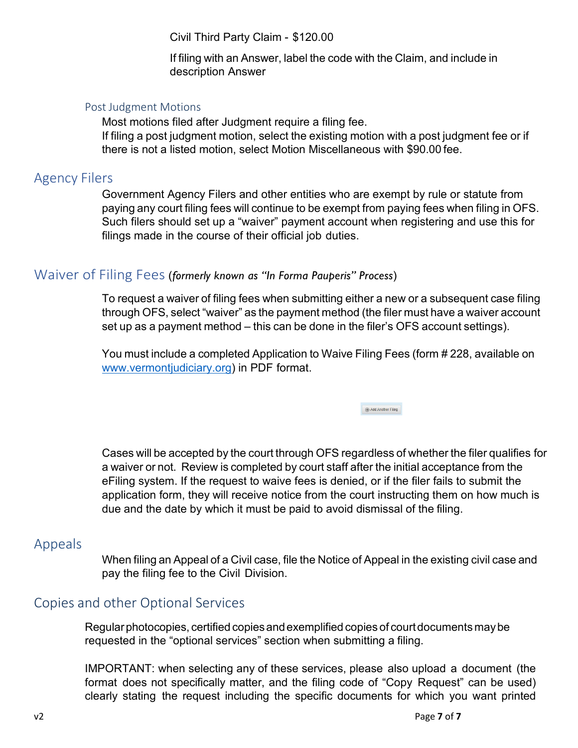Civil Third Party Claim - $120.00

If filing with an Answer, label the code with the Claim, and include in description Answer

### Post Judgment Motions

Most motions filed after Judgment require a filing fee.
If filing a post judgment motion, select the existing motion with a post judgment fee or if there is not a listed motion, select Motion Miscellaneous with $90.00 fee.

## Agency Filers

Government Agency Filers and other entities who are exempt by rule or statute from paying any court filing fees will continue to be exempt from paying fees when filing in OFS. Such filers should set up a "waiver" payment account when registering and use this for filings made in the course of their official job duties.

## Waiver of Filing Fees (*formerly known as "In Forma Pauperis" Process*)

To request a waiver of filing fees when submitting either a new or a subsequent case filing through OFS, select "waiver" as the payment method (the filer must have a waiver account set up as a payment method – this can be done in the filer's OFS account settings).

You must include a completed Application to Waive Filing Fees (form # 228, available on [www.vermontjudiciary.org](http://www.vermontjudiciary.org)) in PDF format.

Add Another Filing

Cases will be accepted by the court through OFS regardless of whether the filer qualifies for a waiver or not. Review is completed by court staff after the initial acceptance from the eFiling system. If the request to waive fees is denied, or if the filer fails to submit the application form, they will receive notice from the court instructing them on how much is due and the date by which it must be paid to avoid dismissal of the filing.

## Appeals

When filing an Appeal of a Civil case, file the Notice of Appeal in the existing civil case and pay the filing fee to the Civil Division.

## Copies and other Optional Services

Regular photocopies, certified copies and exemplified copies of court documents may be requested in the "optional services" section when submitting a filing.

IMPORTANT: when selecting any of these services, please also upload a document (the format does not specifically matter, and the filing code of "Copy Request" can be used) clearly stating the request including the specific documents for which you want printed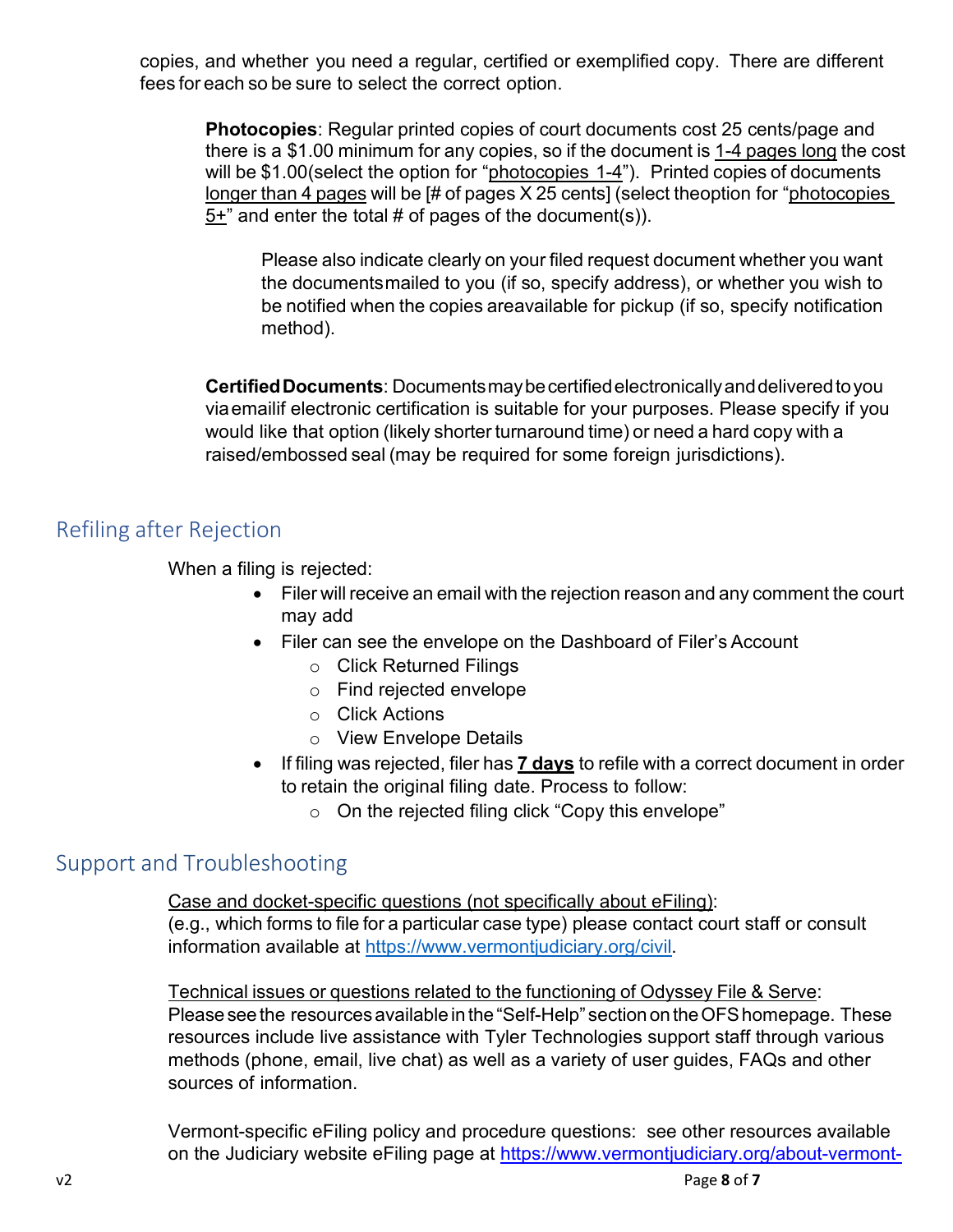copies, and whether you need a regular, certified or exemplified copy. There are different fees for each so be sure to select the correct option.

> **Photocopies**: Regular printed copies of court documents cost 25 cents/page and there is a $1.00 minimum for any copies, so if the document is <u>1-4 pages long</u> the cost will be $1.00(select the option for "<u>photocopies 1-4</u>"). Printed copies of documents <u>longer than 4 pages</u> will be [# of pages X 25 cents] (select theoption for "<u>photocopies 5+</u>" and enter the total # of pages of the document(s)).
>
> > Please also indicate clearly on your filed request document whether you want the documentsmailed to you (if so, specify address), or whether you wish to be notified when the copies areavailable for pickup (if so, specify notification method).
>
> **Certified Documents**: Documents may be certified electronically and delivered to you via emailif electronic certification is suitable for your purposes. Please specify if you would like that option (likely shorter turnaround time) or need a hard copy with a raised/embossed seal (may be required for some foreign jurisdictions).

## Refiling after Rejection

When a filing is rejected:

- Filer will receive an email with the rejection reason and any comment the court may add
- Filer can see the envelope on the Dashboard of Filer's Account
  - Click Returned Filings
  - Find rejected envelope
  - Click Actions
  - View Envelope Details
- If filing was rejected, filer has **<u>7 days</u>** to refile with a correct document in order to retain the original filing date. Process to follow:
  - On the rejected filing click "Copy this envelope"

## Support and Troubleshooting

<u>Case and docket-specific questions (not specifically about eFiling)</u>:
(e.g., which forms to file for a particular case type) please contact court staff or consult information available at https://www.vermontjudiciary.org/civil.

<u>Technical issues or questions related to the functioning of Odyssey File & Serve</u>:
Please see the resources available in the "Self-Help" section on the OFS homepage. These resources include live assistance with Tyler Technologies support staff through various methods (phone, email, live chat) as well as a variety of user guides, FAQs and other sources of information.

Vermont-specific eFiling policy and procedure questions: see other resources available on the Judiciary website eFiling page at https://www.vermontjudiciary.org/about-vermont-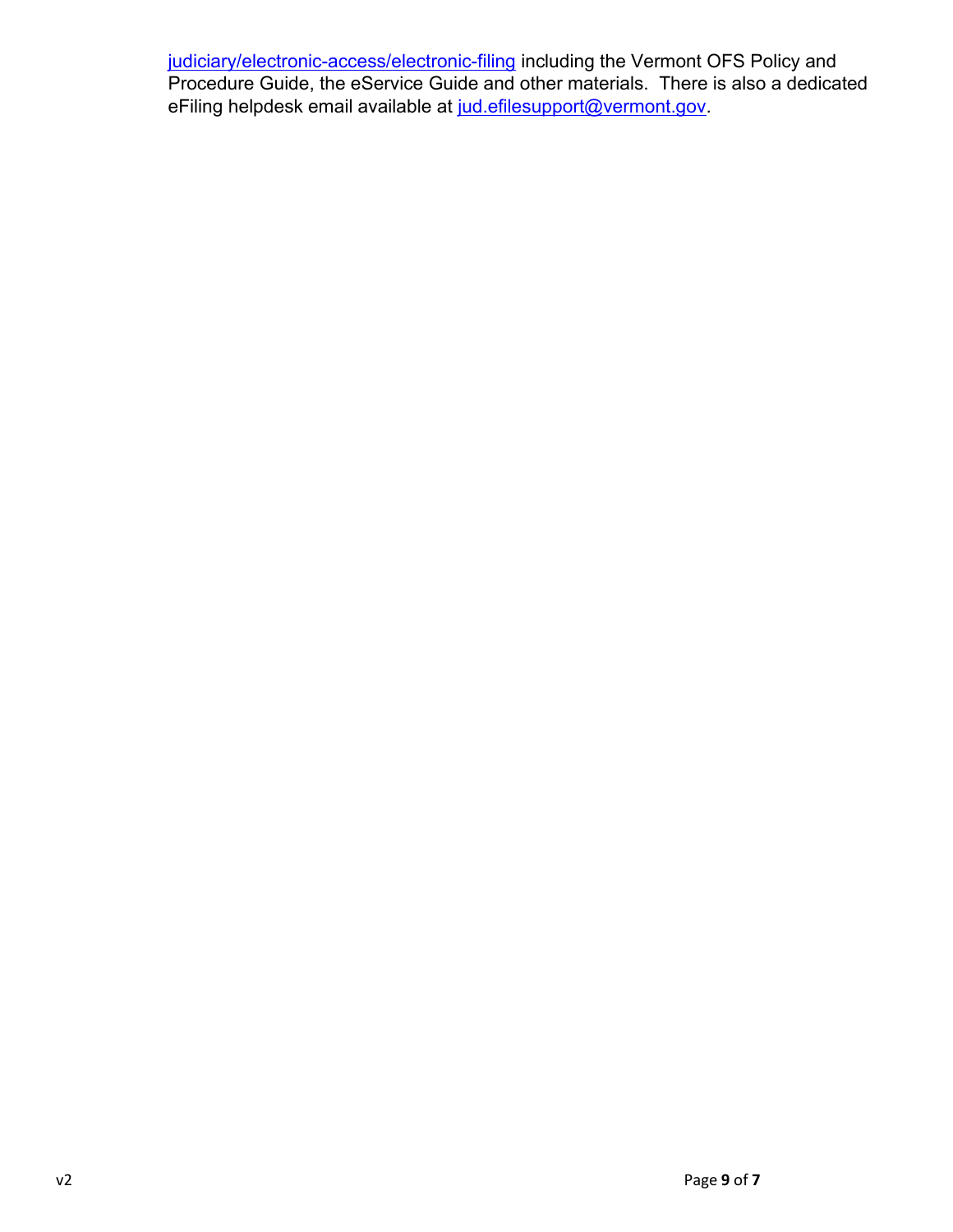judiciary/electronic-access/electronic-filing including the Vermont OFS Policy and Procedure Guide, the eService Guide and other materials. There is also a dedicated eFiling helpdesk email available at jud.efilesupport@vermont.gov.